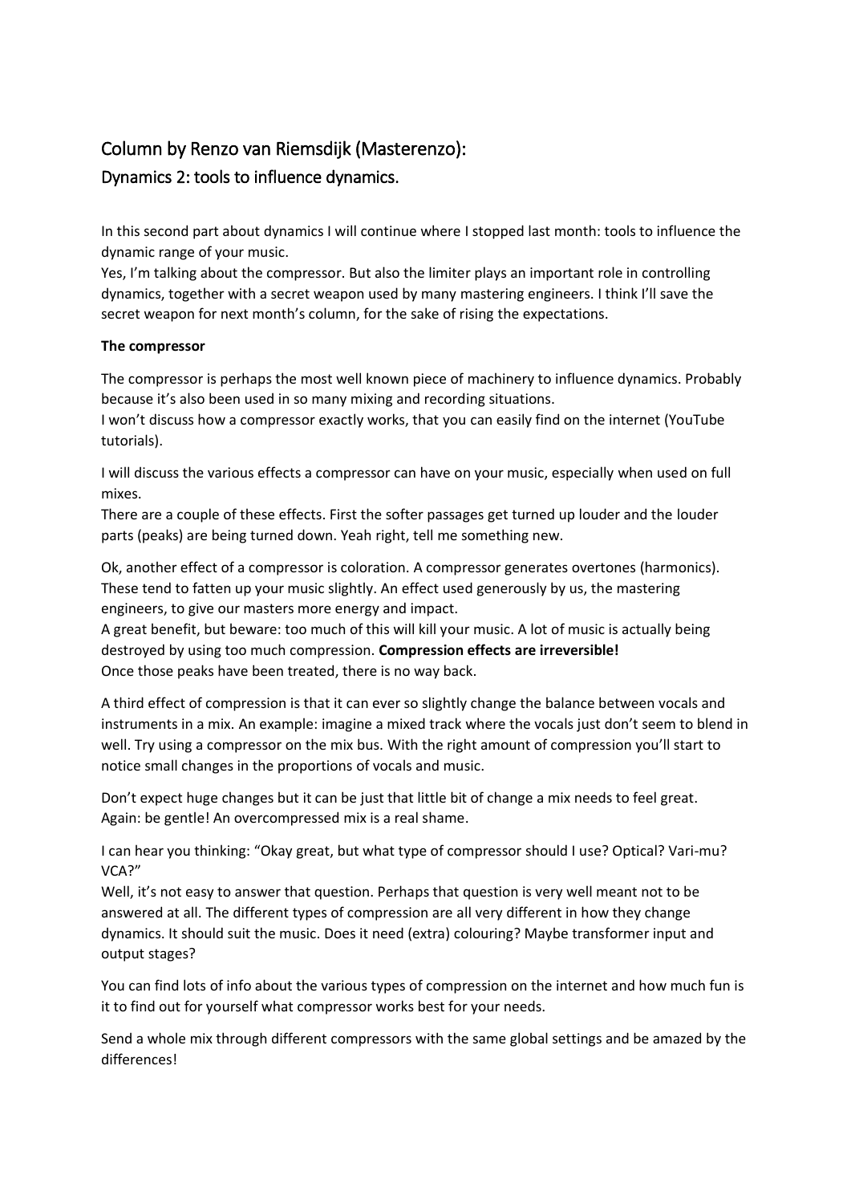# Column by Renzo van Riemsdijk (Masterenzo):

## Dynamics 2: tools to influence dynamics.

In this second part about dynamics I will continue where I stopped last month: tools to influence the dynamic range of your music.
Yes, I'm talking about the compressor. But also the limiter plays an important role in controlling dynamics, together with a secret weapon used by many mastering engineers. I think I'll save the secret weapon for next month's column, for the sake of rising the expectations.

**The compressor**

The compressor is perhaps the most well known piece of machinery to influence dynamics. Probably because it's also been used in so many mixing and recording situations.
I won't discuss how a compressor exactly works, that you can easily find on the internet (YouTube tutorials).

I will discuss the various effects a compressor can have on your music, especially when used on full mixes.
There are a couple of these effects. First the softer passages get turned up louder and the louder parts (peaks) are being turned down. Yeah right, tell me something new.

Ok, another effect of a compressor is coloration. A compressor generates overtones (harmonics). These tend to fatten up your music slightly. An effect used generously by us, the mastering engineers, to give our masters more energy and impact.
A great benefit, but beware: too much of this will kill your music. A lot of music is actually being destroyed by using too much compression. **Compression effects are irreversible!**
Once those peaks have been treated, there is no way back.

A third effect of compression is that it can ever so slightly change the balance between vocals and instruments in a mix. An example: imagine a mixed track where the vocals just don't seem to blend in well. Try using a compressor on the mix bus. With the right amount of compression you'll start to notice small changes in the proportions of vocals and music.

Don't expect huge changes but it can be just that little bit of change a mix needs to feel great.
Again: be gentle! An overcompressed mix is a real shame.

I can hear you thinking: "Okay great, but what type of compressor should I use? Optical? Vari-mu? VCA?"
Well, it's not easy to answer that question. Perhaps that question is very well meant not to be answered at all. The different types of compression are all very different in how they change dynamics. It should suit the music. Does it need (extra) colouring? Maybe transformer input and output stages?

You can find lots of info about the various types of compression on the internet and how much fun is it to find out for yourself what compressor works best for your needs.

Send a whole mix through different compressors with the same global settings and be amazed by the differences!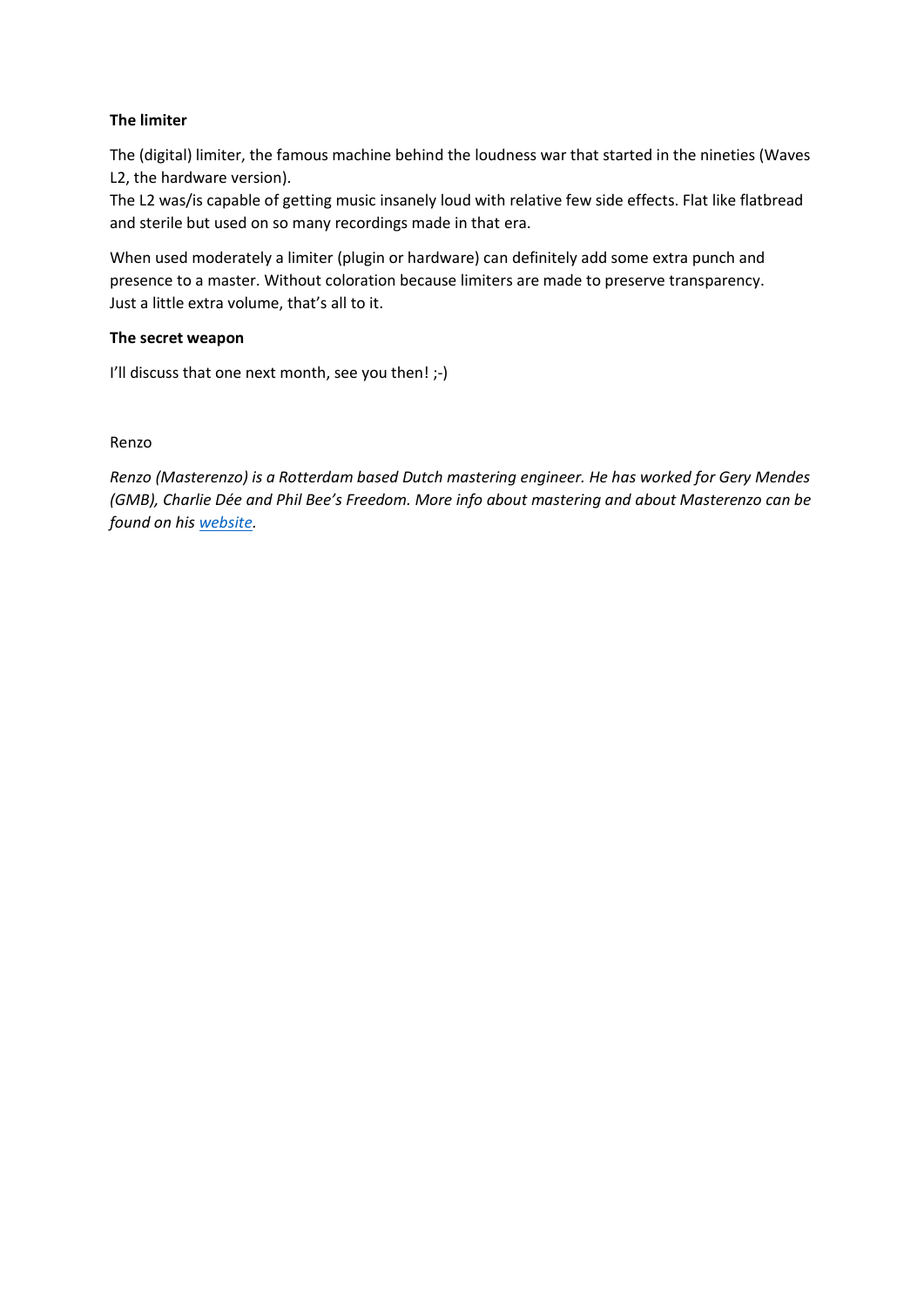**The limiter**

The (digital) limiter, the famous machine behind the loudness war that started in the nineties (Waves L2, the hardware version).
The L2 was/is capable of getting music insanely loud with relative few side effects. Flat like flatbread and sterile but used on so many recordings made in that era.

When used moderately a limiter (plugin or hardware) can definitely add some extra punch and presence to a master. Without coloration because limiters are made to preserve transparency.
Just a little extra volume, that's all to it.

**The secret weapon**

I'll discuss that one next month, see you then! ;-)

Renzo

*Renzo (Masterenzo) is a Rotterdam based Dutch mastering engineer. He has worked for Gery Mendes (GMB), Charlie Dée and Phil Bee's Freedom. More info about mastering and about Masterenzo can be found on his website.*